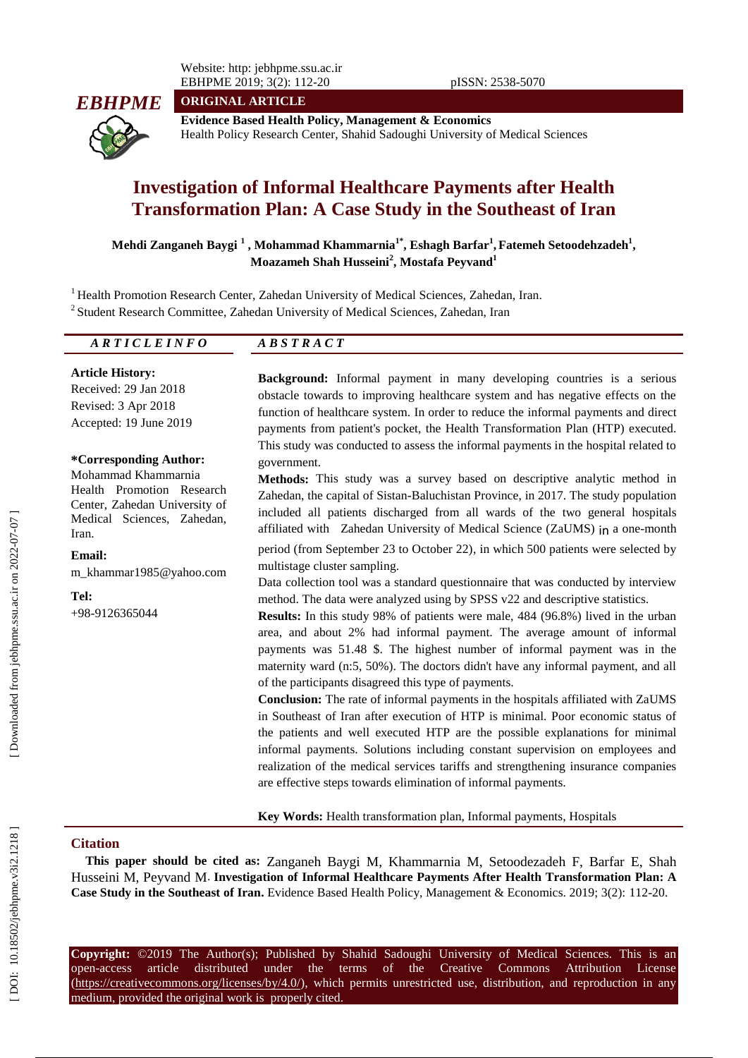ORIGINAL ARTICLE

**Evidence Based Health Policy, Management & Economics**
Health Policy Research Center, Shahid Sadoughi University of Medical Sciences

# Investigation of Informal Healthcare Payments after Health Transformation Plan: A Case Study in the Southeast of Iran

**Mehdi Zanganeh Baygi [1], Mohammad Khammarnia[1*], Eshagh Barfar[1], Fatemeh Setoodehzadeh[1], Moazameh Shah Husseini[2], Mostafa Peyvand[1]**

[1] Health Promotion Research Center, Zahedan University of Medical Sciences, Zahedan, Iran.
[2] Student Research Committee, Zahedan University of Medical Sciences, Zahedan, Iran

## ARTICLE INFO

**Article History:**
Received: 29 Jan 2018
Revised: 3 Apr 2018
Accepted: 19 June 2019

**\*Corresponding Author:**
Mohammad Khammarnia
Health Promotion Research Center, Zahedan University of Medical Sciences, Zahedan, Iran.

**Email:**
m_khammar1985@yahoo.com

**Tel:**
+98-9126365044

## ABSTRACT

**Background:** Informal payment in many developing countries is a serious obstacle towards to improving healthcare system and has negative effects on the function of healthcare system. In order to reduce the informal payments and direct payments from patient's pocket, the Health Transformation Plan (HTP) executed. This study was conducted to assess the informal payments in the hospital related to government.

**Methods:** This study was a survey based on descriptive analytic method in Zahedan, the capital of Sistan-Baluchistan Province, in 2017. The study population included all patients discharged from all wards of the two general hospitals affiliated with Zahedan University of Medical Science (ZaUMS) in a one-month period (from September 23 to October 22), in which 500 patients were selected by multistage cluster sampling.

Data collection tool was a standard questionnaire that was conducted by interview method. The data were analyzed using by SPSS v22 and descriptive statistics.

**Results:** In this study 98% of patients were male, 484 (96.8%) lived in the urban area, and about 2% had informal payment. The average amount of informal payments was 51.48 $. The highest number of informal payment was in the maternity ward (n:5, 50%). The doctors didn't have any informal payment, and all of the participants disagreed this type of payments.

**Conclusion:** The rate of informal payments in the hospitals affiliated with ZaUMS in Southeast of Iran after execution of HTP is minimal. Poor economic status of the patients and well executed HTP are the possible explanations for minimal informal payments. Solutions including constant supervision on employees and realization of the medical services tariffs and strengthening insurance companies are effective steps towards elimination of informal payments.

**Key Words:** Health transformation plan, Informal payments, Hospitals

## Citation

**This paper should be cited as:** Zanganeh Baygi M, Khammarnia M, Setoodezadeh F, Barfar E, Shah Husseini M, Peyvand M. **Investigation of Informal Healthcare Payments After Health Transformation Plan: A Case Study in the Southeast of Iran.** Evidence Based Health Policy, Management & Economics. 2019; 3(2): 112-20.

**Copyright:** ©2019 The Author(s); Published by Shahid Sadoughi University of Medical Sciences. This is an open-access article distributed under the terms of the Creative Commons Attribution License (https://creativecommons.org/licenses/by/4.0/), which permits unrestricted use, distribution, and reproduction in any medium, provided the original work is properly cited.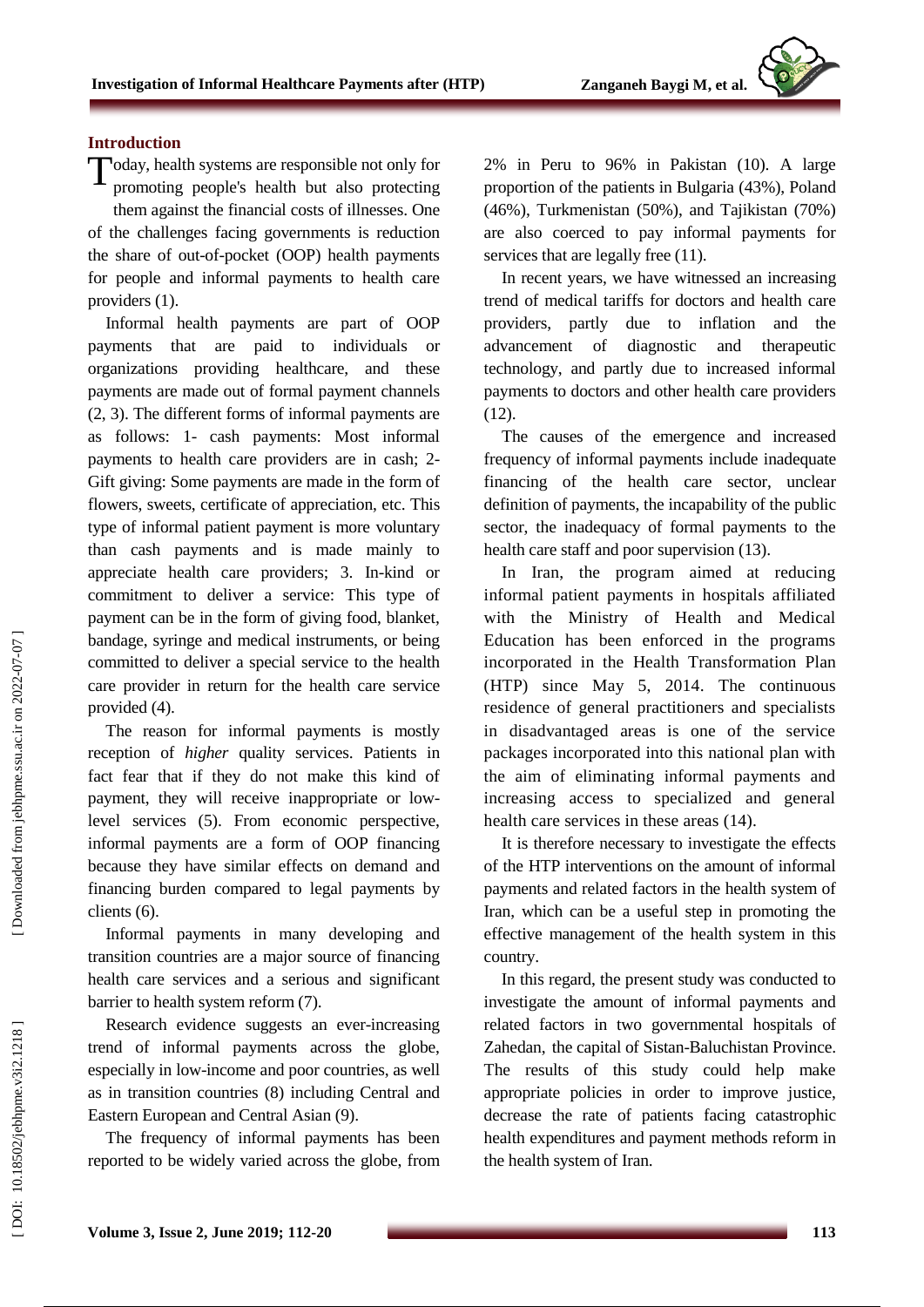## Introduction

Today, health systems are responsible not only for promoting people's health but also protecting them against the financial costs of illnesses. One of the challenges facing governments is reduction the share of out-of-pocket (OOP) health payments for people and informal payments to health care providers (1).

Informal health payments are part of OOP payments that are paid to individuals or organizations providing healthcare, and these payments are made out of formal payment channels (2, 3). The different forms of informal payments are as follows: 1- cash payments: Most informal payments to health care providers are in cash; 2- Gift giving: Some payments are made in the form of flowers, sweets, certificate of appreciation, etc. This type of informal patient payment is more voluntary than cash payments and is made mainly to appreciate health care providers; 3. In-kind or commitment to deliver a service: This type of payment can be in the form of giving food, blanket, bandage, syringe and medical instruments, or being committed to deliver a special service to the health care provider in return for the health care service provided (4).

The reason for informal payments is mostly reception of *higher* quality services. Patients in fact fear that if they do not make this kind of payment, they will receive inappropriate or low-level services (5). From economic perspective, informal payments are a form of OOP financing because they have similar effects on demand and financing burden compared to legal payments by clients (6).

Informal payments in many developing and transition countries are a major source of financing health care services and a serious and significant barrier to health system reform (7).

Research evidence suggests an ever-increasing trend of informal payments across the globe, especially in low-income and poor countries, as well as in transition countries (8) including Central and Eastern European and Central Asian (9).

The frequency of informal payments has been reported to be widely varied across the globe, from 2% in Peru to 96% in Pakistan (10). A large proportion of the patients in Bulgaria (43%), Poland (46%), Turkmenistan (50%), and Tajikistan (70%) are also coerced to pay informal payments for services that are legally free (11).

In recent years, we have witnessed an increasing trend of medical tariffs for doctors and health care providers, partly due to inflation and the advancement of diagnostic and therapeutic technology, and partly due to increased informal payments to doctors and other health care providers (12).

The causes of the emergence and increased frequency of informal payments include inadequate financing of the health care sector, unclear definition of payments, the incapability of the public sector, the inadequacy of formal payments to the health care staff and poor supervision (13).

In Iran, the program aimed at reducing informal patient payments in hospitals affiliated with the Ministry of Health and Medical Education has been enforced in the programs incorporated in the Health Transformation Plan (HTP) since May 5, 2014. The continuous residence of general practitioners and specialists in disadvantaged areas is one of the service packages incorporated into this national plan with the aim of eliminating informal payments and increasing access to specialized and general health care services in these areas (14).

It is therefore necessary to investigate the effects of the HTP interventions on the amount of informal payments and related factors in the health system of Iran, which can be a useful step in promoting the effective management of the health system in this country.

In this regard, the present study was conducted to investigate the amount of informal payments and related factors in two governmental hospitals of Zahedan, the capital of Sistan-Baluchistan Province. The results of this study could help make appropriate policies in order to improve justice, decrease the rate of patients facing catastrophic health expenditures and payment methods reform in the health system of Iran.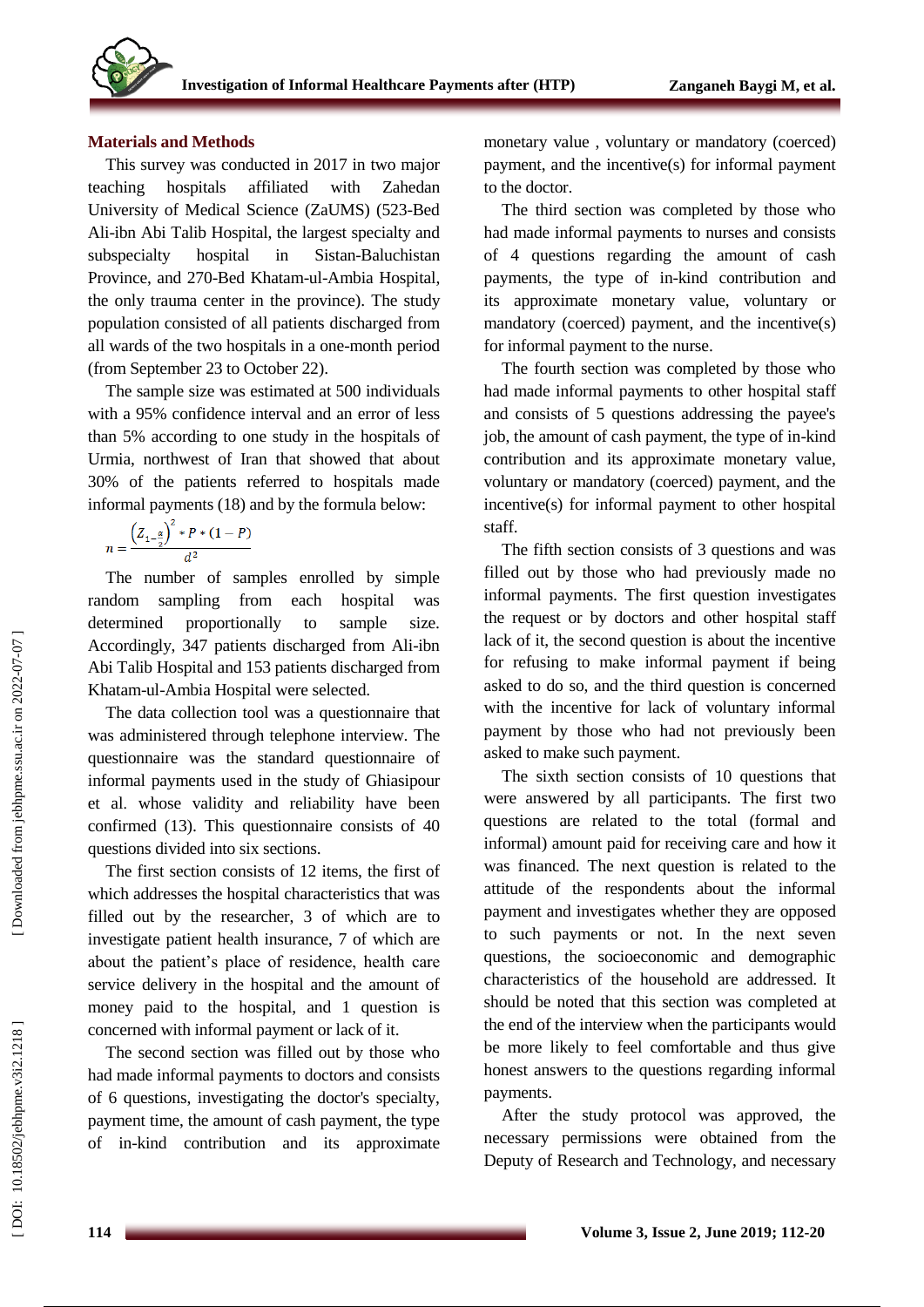## Materials and Methods

This survey was conducted in 2017 in two major teaching hospitals affiliated with Zahedan University of Medical Science (ZaUMS) (523-Bed Ali-ibn Abi Talib Hospital, the largest specialty and subspecialty hospital in Sistan-Baluchistan Province, and 270-Bed Khatam-ul-Ambia Hospital, the only trauma center in the province). The study population consisted of all patients discharged from all wards of the two hospitals in a one-month period (from September 23 to October 22).

The sample size was estimated at 500 individuals with a 95% confidence interval and an error of less than 5% according to one study in the hospitals of Urmia, northwest of Iran that showed that about 30% of the patients referred to hospitals made informal payments (18) and by the formula below:

$$n = \frac{\left(Z_{1-\frac{\alpha}{2}}\right)^2 * P * (1-P)}{d^2}$$

The number of samples enrolled by simple random sampling from each hospital was determined proportionally to sample size. Accordingly, 347 patients discharged from Ali-ibn Abi Talib Hospital and 153 patients discharged from Khatam-ul-Ambia Hospital were selected.

The data collection tool was a questionnaire that was administered through telephone interview. The questionnaire was the standard questionnaire of informal payments used in the study of Ghiasipour et al. whose validity and reliability have been confirmed (13). This questionnaire consists of 40 questions divided into six sections.

The first section consists of 12 items, the first of which addresses the hospital characteristics that was filled out by the researcher, 3 of which are to investigate patient health insurance, 7 of which are about the patient's place of residence, health care service delivery in the hospital and the amount of money paid to the hospital, and 1 question is concerned with informal payment or lack of it.

The second section was filled out by those who had made informal payments to doctors and consists of 6 questions, investigating the doctor's specialty, payment time, the amount of cash payment, the type of in-kind contribution and its approximate monetary value , voluntary or mandatory (coerced) payment, and the incentive(s) for informal payment to the doctor.

The third section was completed by those who had made informal payments to nurses and consists of 4 questions regarding the amount of cash payments, the type of in-kind contribution and its approximate monetary value, voluntary or mandatory (coerced) payment, and the incentive(s) for informal payment to the nurse.

The fourth section was completed by those who had made informal payments to other hospital staff and consists of 5 questions addressing the payee's job, the amount of cash payment, the type of in-kind contribution and its approximate monetary value, voluntary or mandatory (coerced) payment, and the incentive(s) for informal payment to other hospital staff.

The fifth section consists of 3 questions and was filled out by those who had previously made no informal payments. The first question investigates the request or by doctors and other hospital staff lack of it, the second question is about the incentive for refusing to make informal payment if being asked to do so, and the third question is concerned with the incentive for lack of voluntary informal payment by those who had not previously been asked to make such payment.

The sixth section consists of 10 questions that were answered by all participants. The first two questions are related to the total (formal and informal) amount paid for receiving care and how it was financed. The next question is related to the attitude of the respondents about the informal payment and investigates whether they are opposed to such payments or not. In the next seven questions, the socioeconomic and demographic characteristics of the household are addressed. It should be noted that this section was completed at the end of the interview when the participants would be more likely to feel comfortable and thus give honest answers to the questions regarding informal payments.

After the study protocol was approved, the necessary permissions were obtained from the Deputy of Research and Technology, and necessary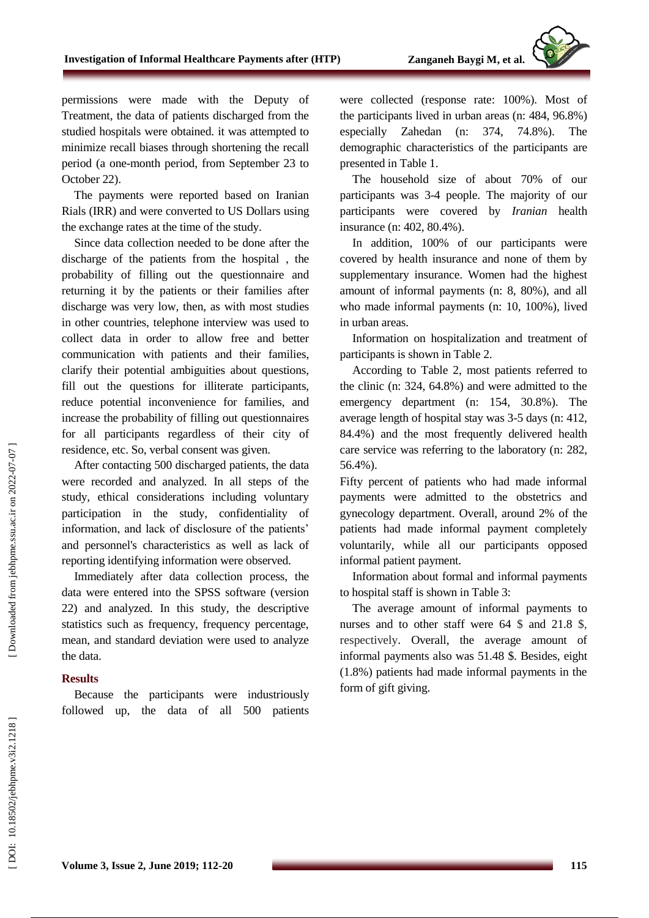permissions were made with the Deputy of Treatment, the data of patients discharged from the studied hospitals were obtained. it was attempted to minimize recall biases through shortening the recall period (a one-month period, from September 23 to October 22).

The payments were reported based on Iranian Rials (IRR) and were converted to US Dollars using the exchange rates at the time of the study.

Since data collection needed to be done after the discharge of the patients from the hospital , the probability of filling out the questionnaire and returning it by the patients or their families after discharge was very low, then, as with most studies in other countries, telephone interview was used to collect data in order to allow free and better communication with patients and their families, clarify their potential ambiguities about questions, fill out the questions for illiterate participants, reduce potential inconvenience for families, and increase the probability of filling out questionnaires for all participants regardless of their city of residence, etc. So, verbal consent was given.

After contacting 500 discharged patients, the data were recorded and analyzed. In all steps of the study, ethical considerations including voluntary participation in the study, confidentiality of information, and lack of disclosure of the patients' and personnel's characteristics as well as lack of reporting identifying information were observed.

Immediately after data collection process, the data were entered into the SPSS software (version 22) and analyzed. In this study, the descriptive statistics such as frequency, frequency percentage, mean, and standard deviation were used to analyze the data.

## Results

Because the participants were industriously followed up, the data of all 500 patients were collected (response rate: 100%). Most of the participants lived in urban areas (n: 484, 96.8%) especially Zahedan (n: 374, 74.8%). The demographic characteristics of the participants are presented in Table 1.

The household size of about 70% of our participants was 3-4 people. The majority of our participants were covered by *Iranian* health insurance (n: 402, 80.4%).

In addition, 100% of our participants were covered by health insurance and none of them by supplementary insurance. Women had the highest amount of informal payments (n: 8, 80%), and all who made informal payments (n: 10, 100%), lived in urban areas.

Information on hospitalization and treatment of participants is shown in Table 2.

According to Table 2, most patients referred to the clinic (n: 324, 64.8%) and were admitted to the emergency department (n: 154, 30.8%). The average length of hospital stay was 3-5 days (n: 412, 84.4%) and the most frequently delivered health care service was referring to the laboratory (n: 282, 56.4%).

Fifty percent of patients who had made informal payments were admitted to the obstetrics and gynecology department. Overall, around 2% of the patients had made informal payment completely voluntarily, while all our participants opposed informal patient payment.

Information about formal and informal payments to hospital staff is shown in Table 3:

The average amount of informal payments to nurses and to other staff were 64 $ and 21.8 $, respectively. Overall, the average amount of informal payments also was 51.48 $. Besides, eight (1.8%) patients had made informal payments in the form of gift giving.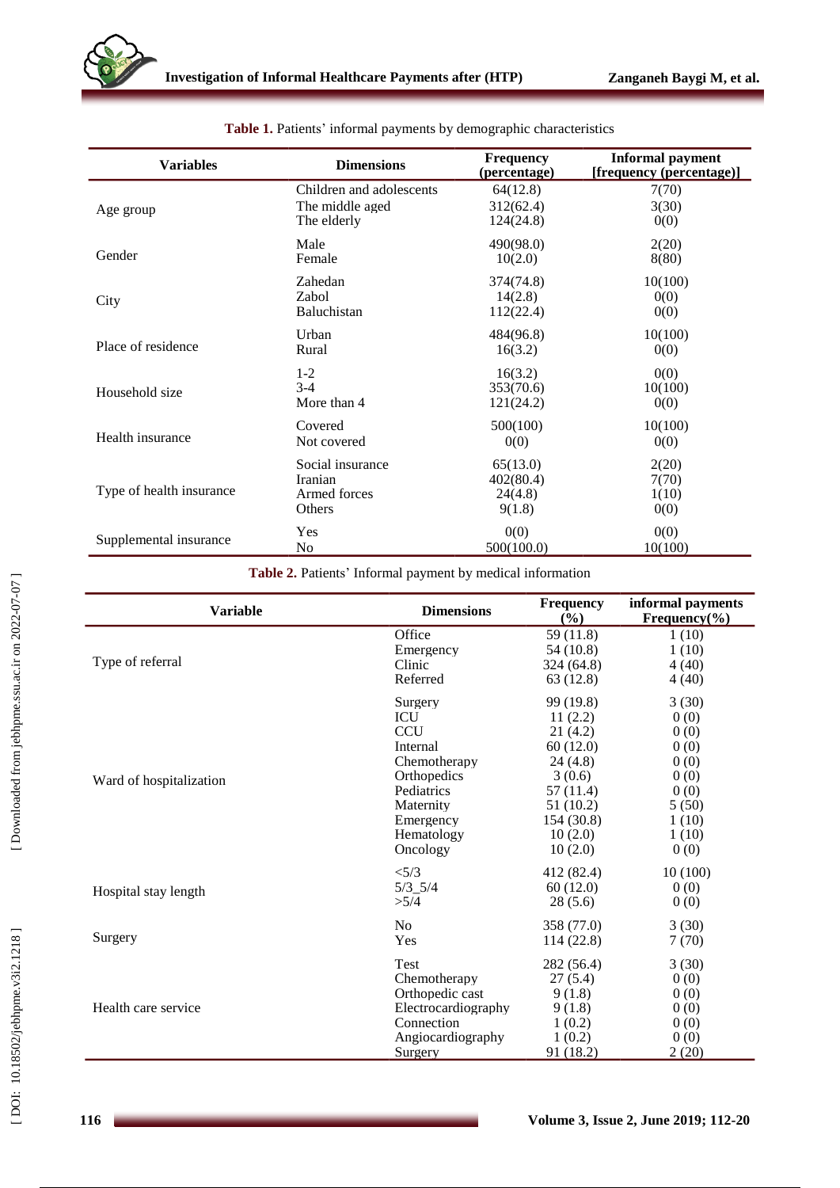**Table 1.** Patients' informal payments by demographic characteristics

| Variables | Dimensions | Frequency (percentage) | Informal payment [frequency (percentage)] |
|---|---|---|---|
| Age group | Children and adolescents | 64(12.8) | 7(70) |
| | The middle aged | 312(62.4) | 3(30) |
| | The elderly | 124(24.8) | 0(0) |
| Gender | Male | 490(98.0) | 2(20) |
| | Female | 10(2.0) | 8(80) |
| City | Zahedan | 374(74.8) | 10(100) |
| | Zabol | 14(2.8) | 0(0) |
| | Baluchistan | 112(22.4) | 0(0) |
| Place of residence | Urban | 484(96.8) | 10(100) |
| | Rural | 16(3.2) | 0(0) |
| Household size | 1-2 | 16(3.2) | 0(0) |
| | 3-4 | 353(70.6) | 10(100) |
| | More than 4 | 121(24.2) | 0(0) |
| Health insurance | Covered | 500(100) | 10(100) |
| | Not covered | 0(0) | 0(0) |
| Type of health insurance | Social insurance | 65(13.0) | 2(20) |
| | Iranian | 402(80.4) | 7(70) |
| | Armed forces | 24(4.8) | 1(10) |
| | Others | 9(1.8) | 0(0) |
| Supplemental insurance | Yes | 0(0) | 0(0) |
| | No | 500(100.0) | 10(100) |

**Table 2.** Patients' Informal payment by medical information

| Variable | Dimensions | Frequency (%) | informal payments Frequency(%) |
|---|---|---|---|
| Type of referral | Office | 59 (11.8) | 1 (10) |
| | Emergency | 54 (10.8) | 1 (10) |
| | Clinic | 324 (64.8) | 4 (40) |
| | Referred | 63 (12.8) | 4 (40) |
| Ward of hospitalization | Surgery | 99 (19.8) | 3 (30) |
| | ICU | 11 (2.2) | 0 (0) |
| | CCU | 21 (4.2) | 0 (0) |
| | Internal | 60 (12.0) | 0 (0) |
| | Chemotherapy | 24 (4.8) | 0 (0) |
| | Orthopedics | 3 (0.6) | 0 (0) |
| | Pediatrics | 57 (11.4) | 0 (0) |
| | Maternity | 51 (10.2) | 5 (50) |
| | Emergency | 154 (30.8) | 1 (10) |
| | Hematology | 10 (2.0) | 1 (10) |
| | Oncology | 10 (2.0) | 0 (0) |
| Hospital stay length | <5/3 | 412 (82.4) | 10 (100) |
| | 5/3_5/4 | 60 (12.0) | 0 (0) |
| | >5/4 | 28 (5.6) | 0 (0) |
| Surgery | No | 358 (77.0) | 3 (30) |
| | Yes | 114 (22.8) | 7 (70) |
| Health care service | Test | 282 (56.4) | 3 (30) |
| | Chemotherapy | 27 (5.4) | 0 (0) |
| | Orthopedic cast | 9 (1.8) | 0 (0) |
| | Electrocardiography | 9 (1.8) | 0 (0) |
| | Connection | 1 (0.2) | 0 (0) |
| | Angiocardiography | 1 (0.2) | 0 (0) |
| | Surgery | 91 (18.2) | 2 (20) |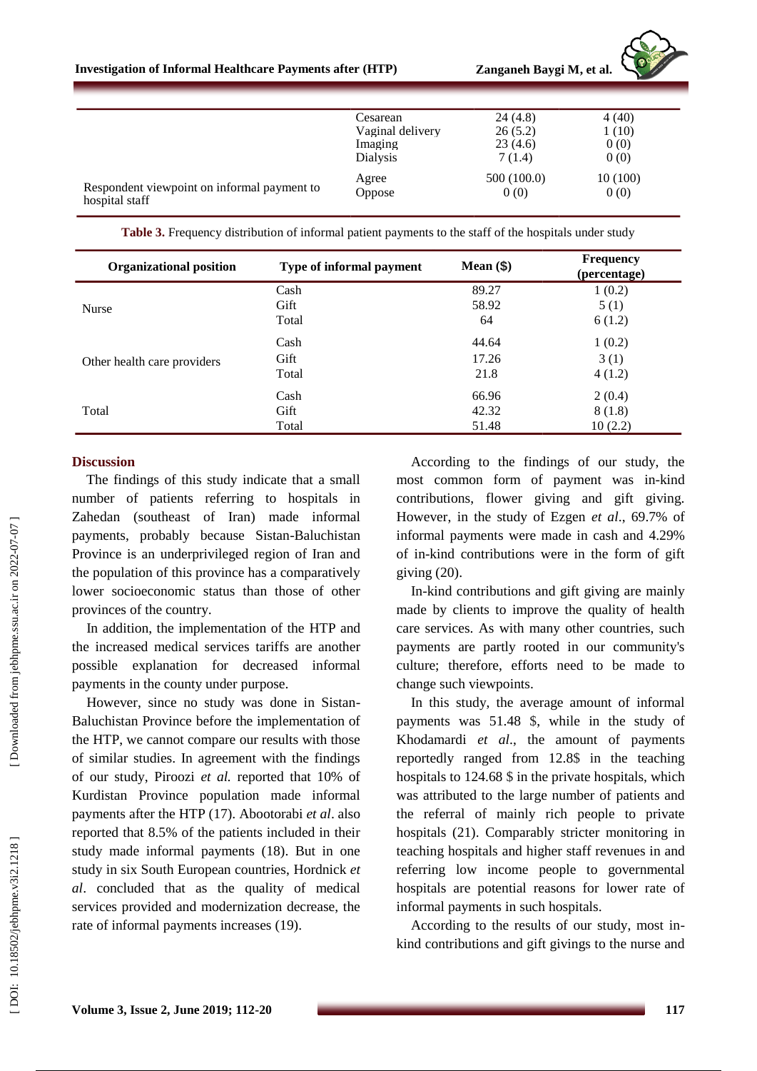| | | | |
|---|---|---|---|
| | Cesarean | 24 (4.8) | 4 (40) |
| | Vaginal delivery | 26 (5.2) | 1 (10) |
| | Imaging | 23 (4.6) | 0 (0) |
| | Dialysis | 7 (1.4) | 0 (0) |
| Respondent viewpoint on informal payment to hospital staff | Agree | 500 (100.0) | 10 (100) |
| | Oppose | 0 (0) | 0 (0) |

**Table 3.** Frequency distribution of informal patient payments to the staff of the hospitals under study

| Organizational position | Type of informal payment | Mean ($) | Frequency (percentage) |
|---|---|---|---|
| Nurse | Cash | 89.27 | 1 (0.2) |
| | Gift | 58.92 | 5 (1) |
| | Total | 64 | 6 (1.2) |
| Other health care providers | Cash | 44.64 | 1 (0.2) |
| | Gift | 17.26 | 3 (1) |
| | Total | 21.8 | 4 (1.2) |
| Total | Cash | 66.96 | 2 (0.4) |
| | Gift | 42.32 | 8 (1.8) |
| | Total | 51.48 | 10 (2.2) |

## Discussion

The findings of this study indicate that a small number of patients referring to hospitals in Zahedan (southeast of Iran) made informal payments, probably because Sistan-Baluchistan Province is an underprivileged region of Iran and the population of this province has a comparatively lower socioeconomic status than those of other provinces of the country.

In addition, the implementation of the HTP and the increased medical services tariffs are another possible explanation for decreased informal payments in the county under purpose.

However, since no study was done in Sistan-Baluchistan Province before the implementation of the HTP, we cannot compare our results with those of similar studies. In agreement with the findings of our study, Piroozi *et al.* reported that 10% of Kurdistan Province population made informal payments after the HTP (17). Abootorabi *et al*. also reported that 8.5% of the patients included in their study made informal payments (18). But in one study in six South European countries, Hordnick *et al*. concluded that as the quality of medical services provided and modernization decrease, the rate of informal payments increases (19).

According to the findings of our study, the most common form of payment was in-kind contributions, flower giving and gift giving. However, in the study of Ezgen *et al*., 69.7% of informal payments were made in cash and 4.29% of in-kind contributions were in the form of gift giving (20).

In-kind contributions and gift giving are mainly made by clients to improve the quality of health care services. As with many other countries, such payments are partly rooted in our community's culture; therefore, efforts need to be made to change such viewpoints.

In this study, the average amount of informal payments was 51.48 $, while in the study of Khodamardi *et al*., the amount of payments reportedly ranged from 12.8$ in the teaching hospitals to 124.68 $ in the private hospitals, which was attributed to the large number of patients and the referral of mainly rich people to private hospitals (21). Comparably stricter monitoring in teaching hospitals and higher staff revenues in and referring low income people to governmental hospitals are potential reasons for lower rate of informal payments in such hospitals.

According to the results of our study, most in-kind contributions and gift givings to the nurse and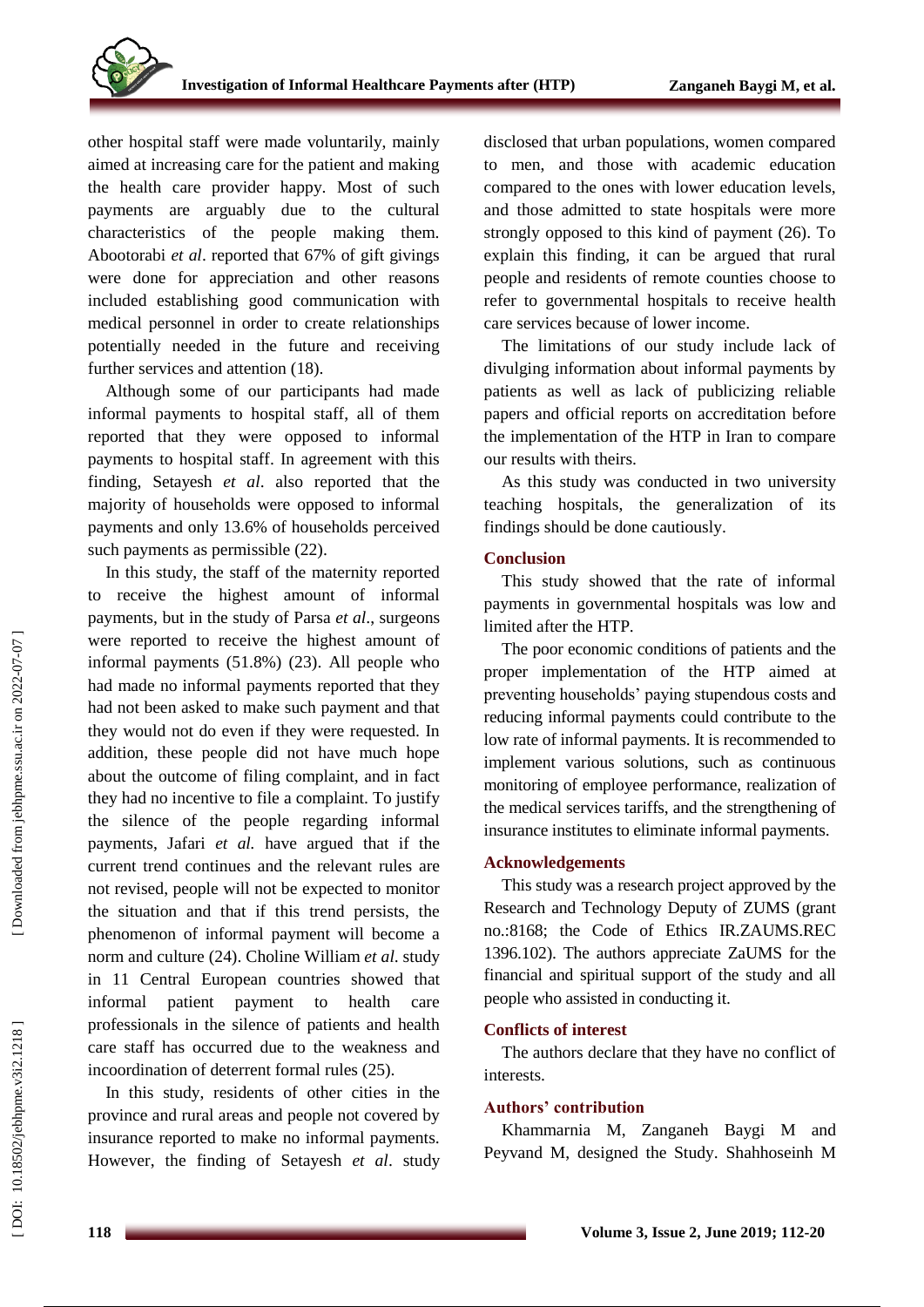other hospital staff were made voluntarily, mainly aimed at increasing care for the patient and making the health care provider happy. Most of such payments are arguably due to the cultural characteristics of the people making them. Abootorabi *et al*. reported that 67% of gift givings were done for appreciation and other reasons included establishing good communication with medical personnel in order to create relationships potentially needed in the future and receiving further services and attention (18).

Although some of our participants had made informal payments to hospital staff, all of them reported that they were opposed to informal payments to hospital staff. In agreement with this finding, Setayesh *et al*. also reported that the majority of households were opposed to informal payments and only 13.6% of households perceived such payments as permissible (22).

In this study, the staff of the maternity reported to receive the highest amount of informal payments, but in the study of Parsa *et al*., surgeons were reported to receive the highest amount of informal payments (51.8%) (23). All people who had made no informal payments reported that they had not been asked to make such payment and that they would not do even if they were requested. In addition, these people did not have much hope about the outcome of filing complaint, and in fact they had no incentive to file a complaint. To justify the silence of the people regarding informal payments, Jafari *et al.* have argued that if the current trend continues and the relevant rules are not revised, people will not be expected to monitor the situation and that if this trend persists, the phenomenon of informal payment will become a norm and culture (24). Choline William *et al.* study in 11 Central European countries showed that informal patient payment to health care professionals in the silence of patients and health care staff has occurred due to the weakness and incoordination of deterrent formal rules (25).

In this study, residents of other cities in the province and rural areas and people not covered by insurance reported to make no informal payments. However, the finding of Setayesh *et al*. study disclosed that urban populations, women compared to men, and those with academic education compared to the ones with lower education levels, and those admitted to state hospitals were more strongly opposed to this kind of payment (26). To explain this finding, it can be argued that rural people and residents of remote counties choose to refer to governmental hospitals to receive health care services because of lower income.

The limitations of our study include lack of divulging information about informal payments by patients as well as lack of publicizing reliable papers and official reports on accreditation before the implementation of the HTP in Iran to compare our results with theirs.

As this study was conducted in two university teaching hospitals, the generalization of its findings should be done cautiously.

## Conclusion

This study showed that the rate of informal payments in governmental hospitals was low and limited after the HTP.

The poor economic conditions of patients and the proper implementation of the HTP aimed at preventing households' paying stupendous costs and reducing informal payments could contribute to the low rate of informal payments. It is recommended to implement various solutions, such as continuous monitoring of employee performance, realization of the medical services tariffs, and the strengthening of insurance institutes to eliminate informal payments.

## Acknowledgements

This study was a research project approved by the Research and Technology Deputy of ZUMS (grant no.:8168; the Code of Ethics IR.ZAUMS.REC 1396.102). The authors appreciate ZaUMS for the financial and spiritual support of the study and all people who assisted in conducting it.

## Conflicts of interest

The authors declare that they have no conflict of interests.

## Authors' contribution

Khammarnia M, Zanganeh Baygi M and Peyvand M, designed the Study. Shahhoseinh M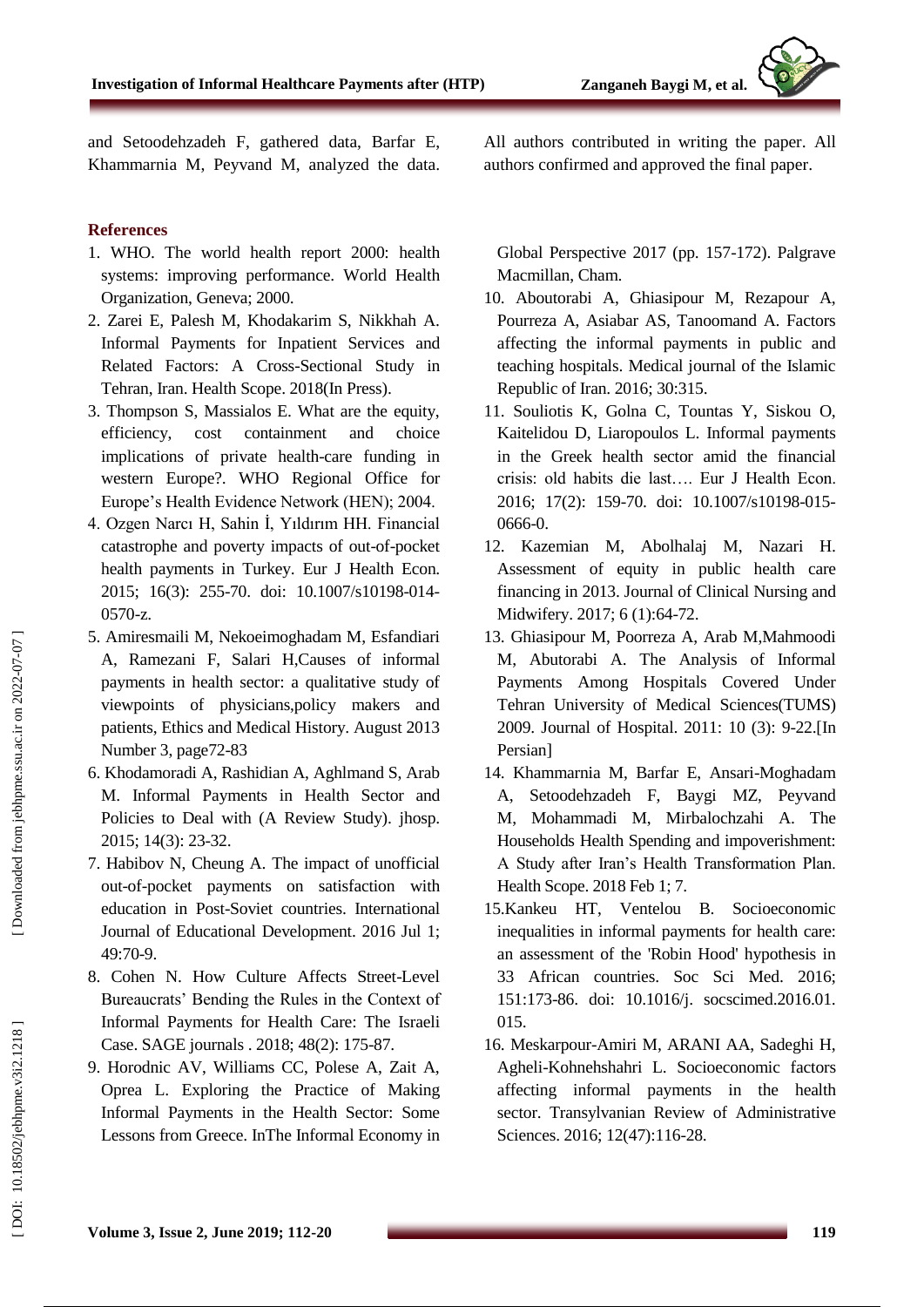and Setoodehzadeh F, gathered data, Barfar E, Khammarnia M, Peyvand M, analyzed the data. All authors contributed in writing the paper. All authors confirmed and approved the final paper.

## References

1. WHO. The world health report 2000: health systems: improving performance. World Health Organization, Geneva; 2000.
2. Zarei E, Palesh M, Khodakarim S, Nikkhah A. Informal Payments for Inpatient Services and Related Factors: A Cross-Sectional Study in Tehran, Iran. Health Scope. 2018(In Press).
3. Thompson S, Massialos E. What are the equity, efficiency, cost containment and choice implications of private health-care funding in western Europe?. WHO Regional Office for Europe's Health Evidence Network (HEN); 2004.
4. Ozgen Narcı H, Sahin İ, Yıldırım HH. Financial catastrophe and poverty impacts of out-of-pocket health payments in Turkey. Eur J Health Econ. 2015; 16(3): 255-70. doi: 10.1007/s10198-014-0570-z.
5. Amiresmaili M, Nekoeimoghadam M, Esfandiari A, Ramezani F, Salari H,Causes of informal payments in health sector: a qualitative study of viewpoints of physicians,policy makers and patients, Ethics and Medical History. August 2013 Number 3, page72-83
6. Khodamoradi A, Rashidian A, Aghlmand S, Arab M. Informal Payments in Health Sector and Policies to Deal with (A Review Study). jhosp. 2015; 14(3): 23-32.
7. Habibov N, Cheung A. The impact of unofficial out-of-pocket payments on satisfaction with education in Post-Soviet countries. International Journal of Educational Development. 2016 Jul 1; 49:70-9.
8. Cohen N. How Culture Affects Street-Level Bureaucrats' Bending the Rules in the Context of Informal Payments for Health Care: The Israeli Case. SAGE journals . 2018; 48(2): 175-87.
9. Horodnic AV, Williams CC, Polese A, Zait A, Oprea L. Exploring the Practice of Making Informal Payments in the Health Sector: Some Lessons from Greece. InThe Informal Economy in Global Perspective 2017 (pp. 157-172). Palgrave Macmillan, Cham.
10. Aboutorabi A, Ghiasipour M, Rezapour A, Pourreza A, Asiabar AS, Tanoomand A. Factors affecting the informal payments in public and teaching hospitals. Medical journal of the Islamic Republic of Iran. 2016; 30:315.
11. Souliotis K, Golna C, Tountas Y, Siskou O, Kaitelidou D, Liaropoulos L. Informal payments in the Greek health sector amid the financial crisis: old habits die last…. Eur J Health Econ. 2016; 17(2): 159-70. doi: 10.1007/s10198-015-0666-0.
12. Kazemian M, Abolhalaj M, Nazari H. Assessment of equity in public health care financing in 2013. Journal of Clinical Nursing and Midwifery. 2017; 6 (1):64-72.
13. Ghiasipour M, Poorreza A, Arab M,Mahmoodi M, Abutorabi A. The Analysis of Informal Payments Among Hospitals Covered Under Tehran University of Medical Sciences(TUMS) 2009. Journal of Hospital. 2011: 10 (3): 9-22.[In Persian]
14. Khammarnia M, Barfar E, Ansari-Moghadam A, Setoodehzadeh F, Baygi MZ, Peyvand M, Mohammadi M, Mirbalochzahi A. The Households Health Spending and impoverishment: A Study after Iran's Health Transformation Plan. Health Scope. 2018 Feb 1; 7.
15. Kankeu HT, Ventelou B. Socioeconomic inequalities in informal payments for health care: an assessment of the 'Robin Hood' hypothesis in 33 African countries. Soc Sci Med. 2016; 151:173-86. doi: 10.1016/j. socscimed.2016.01.015.
16. Meskarpour-Amiri M, ARANI AA, Sadeghi H, Agheli-Kohnehshahri L. Socioeconomic factors affecting informal payments in the health sector. Transylvanian Review of Administrative Sciences. 2016; 12(47):116-28.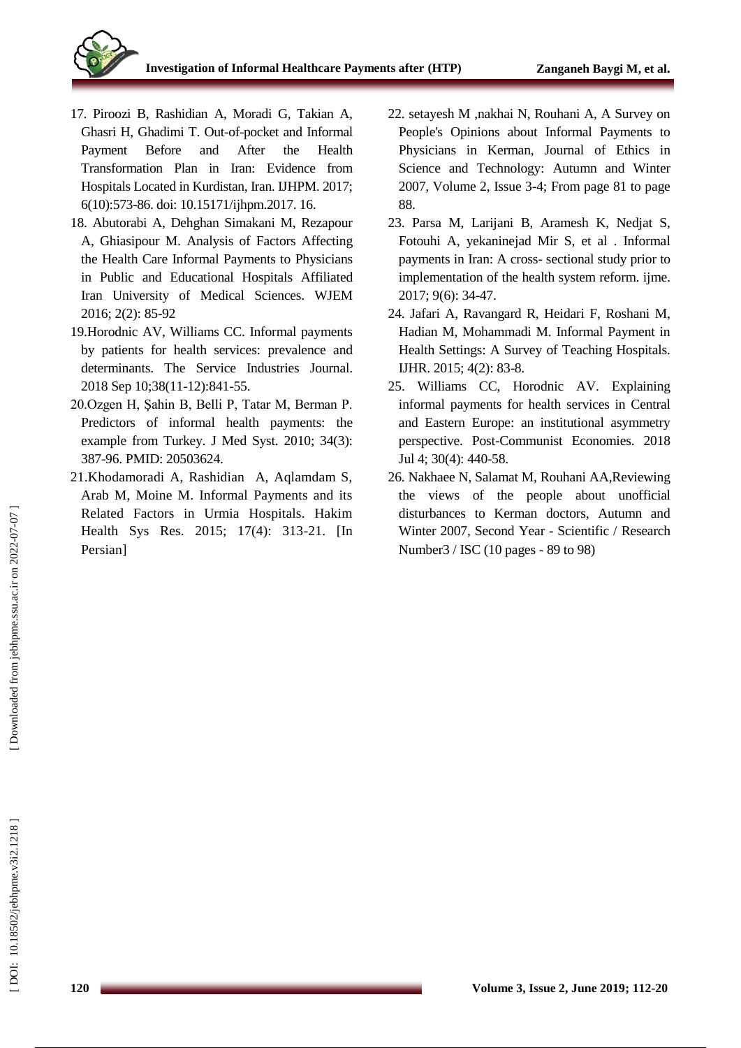17. Piroozi B, Rashidian A, Moradi G, Takian A, Ghasri H, Ghadimi T. Out-of-pocket and Informal Payment Before and After the Health Transformation Plan in Iran: Evidence from Hospitals Located in Kurdistan, Iran. IJHPM. 2017; 6(10):573-86. doi: 10.15171/ijhpm.2017. 16.
18. Abutorabi A, Dehghan Simakani M, Rezapour A, Ghiasipour M. Analysis of Factors Affecting the Health Care Informal Payments to Physicians in Public and Educational Hospitals Affiliated Iran University of Medical Sciences. WJEM 2016; 2(2): 85-92
19. Horodnic AV, Williams CC. Informal payments by patients for health services: prevalence and determinants. The Service Industries Journal. 2018 Sep 10;38(11-12):841-55.
20. Ozgen H, Şahin B, Belli P, Tatar M, Berman P. Predictors of informal health payments: the example from Turkey. J Med Syst. 2010; 34(3): 387-96. PMID: 20503624.
21. Khodamoradi A, Rashidian A, Aqlamdam S, Arab M, Moine M. Informal Payments and its Related Factors in Urmia Hospitals. Hakim Health Sys Res. 2015; 17(4): 313-21. [In Persian]
22. setayesh M ,nakhai N, Rouhani A, A Survey on People's Opinions about Informal Payments to Physicians in Kerman, Journal of Ethics in Science and Technology: Autumn and Winter 2007, Volume 2, Issue 3-4; From page 81 to page 88.
23. Parsa M, Larijani B, Aramesh K, Nedjat S, Fotouhi A, yekaninejad Mir S, et al . Informal payments in Iran: A cross- sectional study prior to implementation of the health system reform. ijme. 2017; 9(6): 34-47.
24. Jafari A, Ravangard R, Heidari F, Roshani M, Hadian M, Mohammadi M. Informal Payment in Health Settings: A Survey of Teaching Hospitals. IJHR. 2015; 4(2): 83-8.
25. Williams CC, Horodnic AV. Explaining informal payments for health services in Central and Eastern Europe: an institutional asymmetry perspective. Post-Communist Economies. 2018 Jul 4; 30(4): 440-58.
26. Nakhaee N, Salamat M, Rouhani AA,Reviewing the views of the people about unofficial disturbances to Kerman doctors, Autumn and Winter 2007, Second Year - Scientific / Research Number3 / ISC (10 pages - 89 to 98)